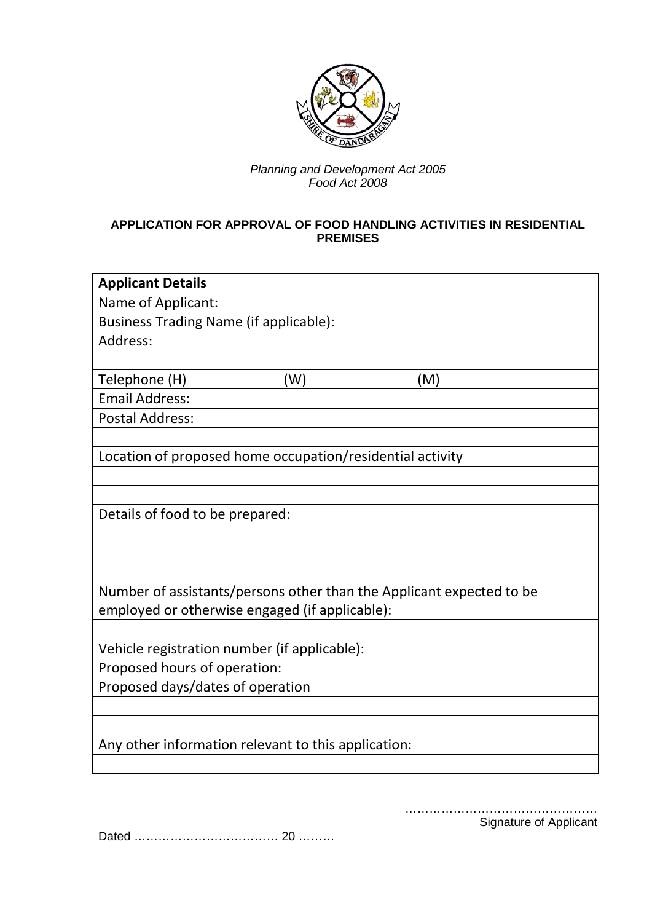*Planning and Development Act 2005*
*Food Act 2008*

**APPLICATION FOR APPROVAL OF FOOD HANDLING ACTIVITIES IN RESIDENTIAL PREMISES**

| **Applicant Details** | | |
|---|---|---|
| Name of Applicant: | | |
| Business Trading Name (if applicable): | | |
| Address: | | |
| | | |
| Telephone (H) | (W) | (M) |
| Email Address: | | |
| Postal Address: | | |
| | | |
| Location of proposed home occupation/residential activity | | |
| | | |
| | | |
| Details of food to be prepared: | | |
| | | |
| | | |
| | | |
| Number of assistants/persons other than the Applicant expected to be employed or otherwise engaged (if applicable): | | |
| | | |
| Vehicle registration number (if applicable): | | |
| Proposed hours of operation: | | |
| Proposed days/dates of operation | | |
| | | |
| | | |
| Any other information relevant to this application: | | |
| | | |

…………………………………………
Signature of Applicant

Dated ……………………………… 20 ………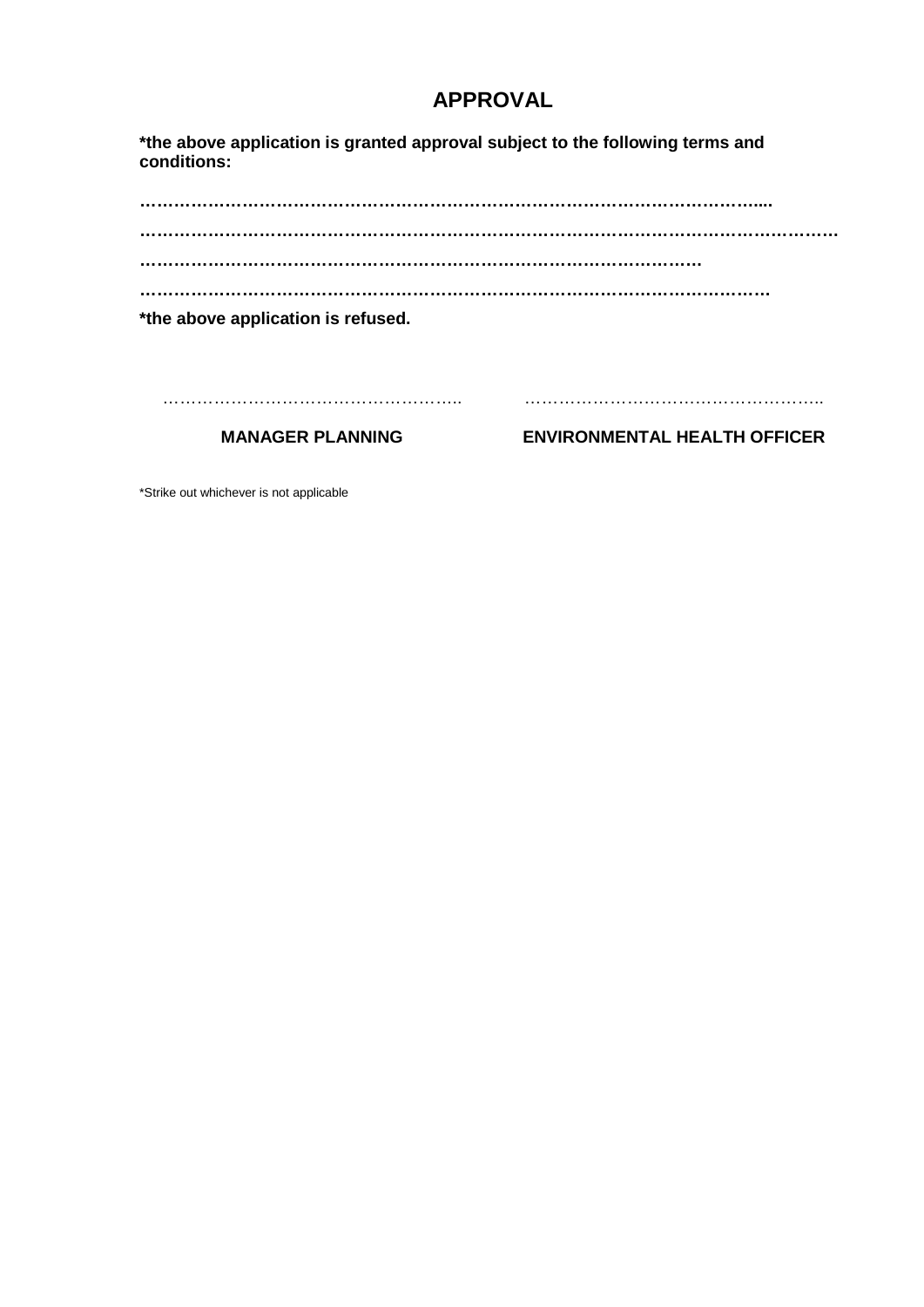# APPROVAL

**\*the above application is granted approval subject to the following terms and conditions:**

**…………………………………………………………………………………………………....**

**……………………………………………………………………………………………………………**

**………………………………………………………………………………………**

**…………………………………………………………………………………………………**

**\*the above application is refused.**

……………………………………………….. ………………………………………………..

**MANAGER PLANNING** **ENVIRONMENTAL HEALTH OFFICER**

\*Strike out whichever is not applicable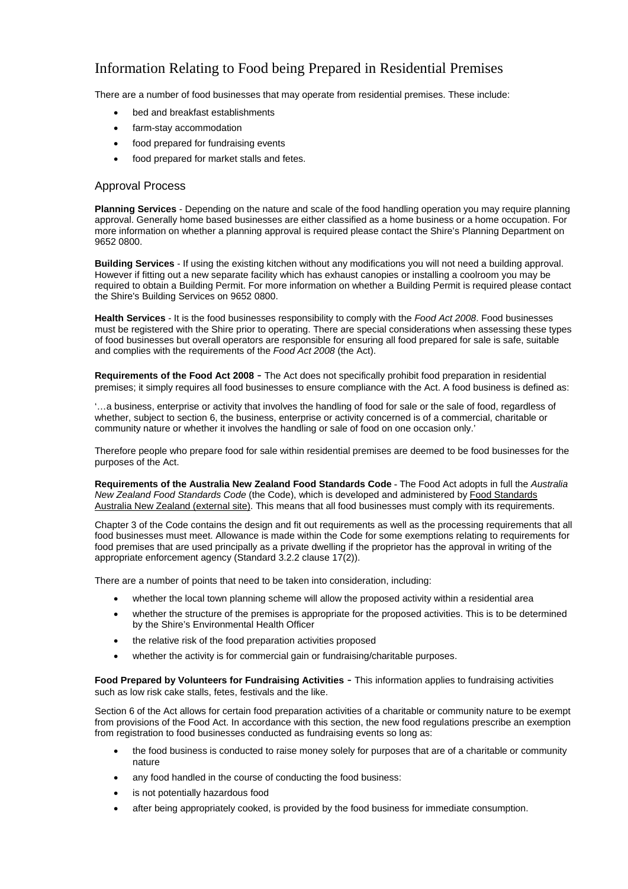# Information Relating to Food being Prepared in Residential Premises

There are a number of food businesses that may operate from residential premises. These include:

- bed and breakfast establishments
- farm-stay accommodation
- food prepared for fundraising events
- food prepared for market stalls and fetes.

## Approval Process

**Planning Services** - Depending on the nature and scale of the food handling operation you may require planning approval. Generally home based businesses are either classified as a home business or a home occupation. For more information on whether a planning approval is required please contact the Shire's Planning Department on 9652 0800.

**Building Services** - If using the existing kitchen without any modifications you will not need a building approval. However if fitting out a new separate facility which has exhaust canopies or installing a coolroom you may be required to obtain a Building Permit. For more information on whether a Building Permit is required please contact the Shire's Building Services on 9652 0800.

**Health Services** - It is the food businesses responsibility to comply with the *Food Act 2008*. Food businesses must be registered with the Shire prior to operating. There are special considerations when assessing these types of food businesses but overall operators are responsible for ensuring all food prepared for sale is safe, suitable and complies with the requirements of the *Food Act 2008* (the Act).

**Requirements of the Food Act 2008** - The Act does not specifically prohibit food preparation in residential premises; it simply requires all food businesses to ensure compliance with the Act. A food business is defined as:

'…a business, enterprise or activity that involves the handling of food for sale or the sale of food, regardless of whether, subject to section 6, the business, enterprise or activity concerned is of a commercial, charitable or community nature or whether it involves the handling or sale of food on one occasion only.'

Therefore people who prepare food for sale within residential premises are deemed to be food businesses for the purposes of the Act.

**Requirements of the Australia New Zealand Food Standards Code** - The Food Act adopts in full the *Australia New Zealand Food Standards Code* (the Code), which is developed and administered by Food Standards Australia New Zealand (external site). This means that all food businesses must comply with its requirements.

Chapter 3 of the Code contains the design and fit out requirements as well as the processing requirements that all food businesses must meet. Allowance is made within the Code for some exemptions relating to requirements for food premises that are used principally as a private dwelling if the proprietor has the approval in writing of the appropriate enforcement agency (Standard 3.2.2 clause 17(2)).

There are a number of points that need to be taken into consideration, including:

- whether the local town planning scheme will allow the proposed activity within a residential area
- whether the structure of the premises is appropriate for the proposed activities. This is to be determined by the Shire's Environmental Health Officer
- the relative risk of the food preparation activities proposed
- whether the activity is for commercial gain or fundraising/charitable purposes.

**Food Prepared by Volunteers for Fundraising Activities** - This information applies to fundraising activities such as low risk cake stalls, fetes, festivals and the like.

Section 6 of the Act allows for certain food preparation activities of a charitable or community nature to be exempt from provisions of the Food Act. In accordance with this section, the new food regulations prescribe an exemption from registration to food businesses conducted as fundraising events so long as:

- the food business is conducted to raise money solely for purposes that are of a charitable or community nature
- any food handled in the course of conducting the food business:
- is not potentially hazardous food
- after being appropriately cooked, is provided by the food business for immediate consumption.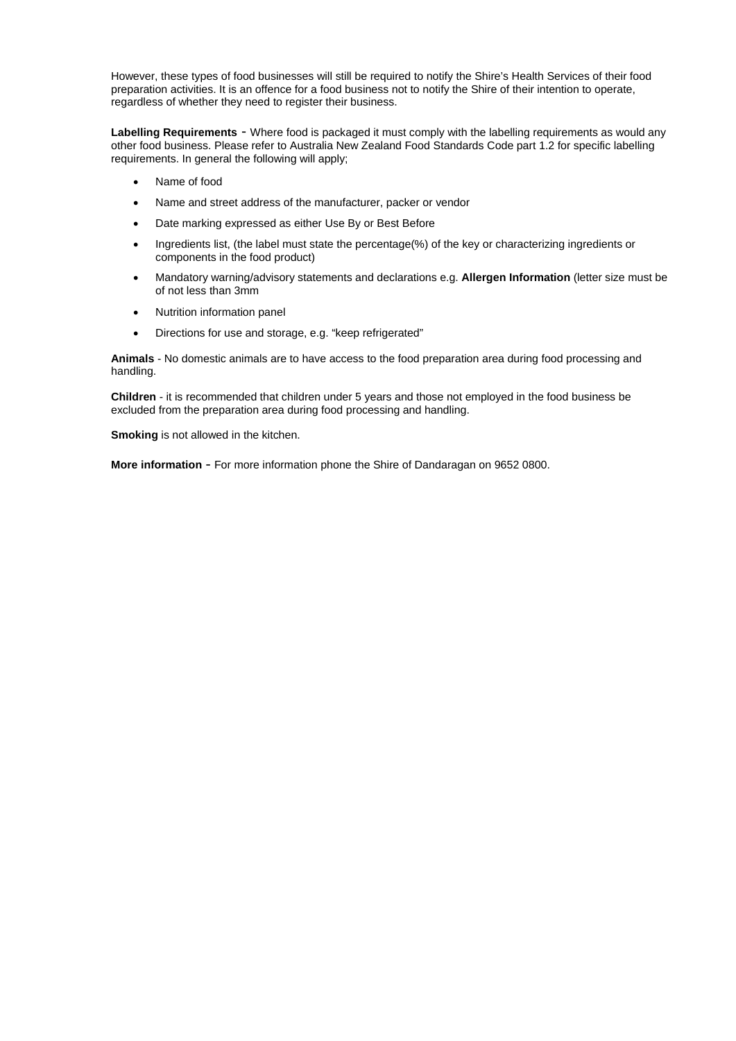However, these types of food businesses will still be required to notify the Shire's Health Services of their food preparation activities. It is an offence for a food business not to notify the Shire of their intention to operate, regardless of whether they need to register their business.

**Labelling Requirements** - Where food is packaged it must comply with the labelling requirements as would any other food business. Please refer to Australia New Zealand Food Standards Code part 1.2 for specific labelling requirements. In general the following will apply;

- Name of food
- Name and street address of the manufacturer, packer or vendor
- Date marking expressed as either Use By or Best Before
- Ingredients list, (the label must state the percentage(%) of the key or characterizing ingredients or components in the food product)
- Mandatory warning/advisory statements and declarations e.g. **Allergen Information** (letter size must be of not less than 3mm
- Nutrition information panel
- Directions for use and storage, e.g. "keep refrigerated"

**Animals** - No domestic animals are to have access to the food preparation area during food processing and handling.

**Children** - it is recommended that children under 5 years and those not employed in the food business be excluded from the preparation area during food processing and handling.

**Smoking** is not allowed in the kitchen.

**More information** - For more information phone the Shire of Dandaragan on 9652 0800.